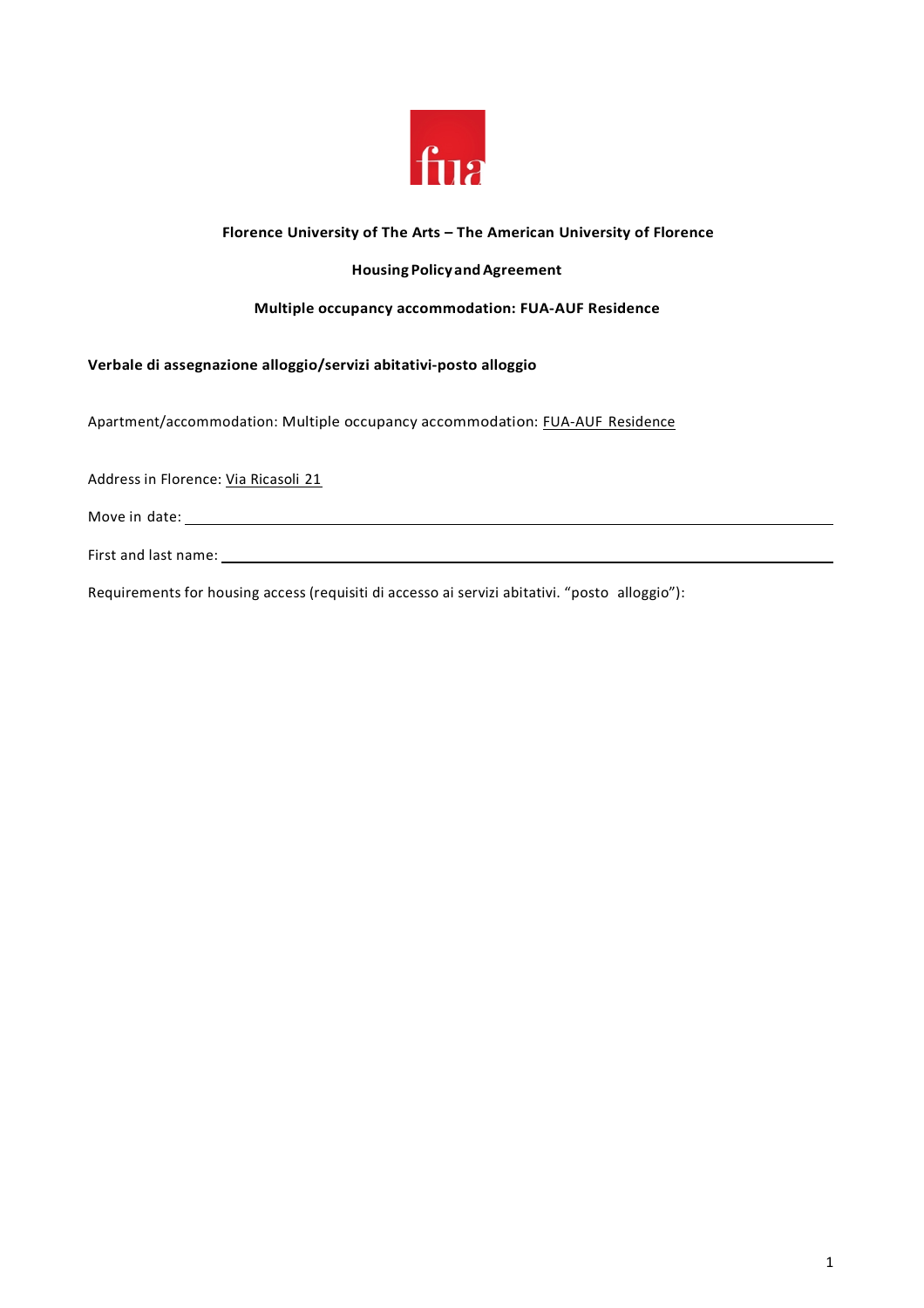**Florence University of The Arts – The American University of Florence**

**Housing Policy and Agreement**

**Multiple occupancy accommodation: FUA-AUF Residence**

**Verbale di assegnazione alloggio/servizi abitativi-posto alloggio**

Apartment/accommodation: Multiple occupancy accommodation: FUA-AUF Residence

Address in Florence: Via Ricasoli 21

Move in date: ____________________

First and last name: ____________________

Requirements for housing access (requisiti di accesso ai servizi abitativi. "posto alloggio"):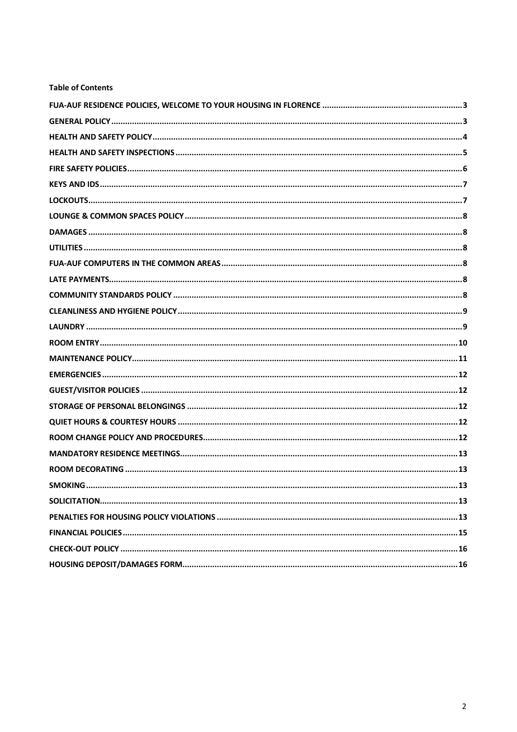**Table of Contents**

FUA-AUF RESIDENCE POLICIES, WELCOME TO YOUR HOUSING IN FLORENCE ............ 3
GENERAL POLICY ............ 3
HEALTH AND SAFETY POLICY ............ 4
HEALTH AND SAFETY INSPECTIONS ............ 5
FIRE SAFETY POLICIES ............ 6
KEYS AND IDS ............ 7
LOCKOUTS ............ 7
LOUNGE & COMMON SPACES POLICY ............ 8
DAMAGES ............ 8
UTILITIES ............ 8
FUA-AUF COMPUTERS IN THE COMMON AREAS ............ 8
LATE PAYMENTS ............ 8
COMMUNITY STANDARDS POLICY ............ 8
CLEANLINESS AND HYGIENE POLICY ............ 9
LAUNDRY ............ 9
ROOM ENTRY ............ 10
MAINTENANCE POLICY ............ 11
EMERGENCIES ............ 12
GUEST/VISITOR POLICIES ............ 12
STORAGE OF PERSONAL BELONGINGS ............ 12
QUIET HOURS & COURTESY HOURS ............ 12
ROOM CHANGE POLICY AND PROCEDURES ............ 12
MANDATORY RESIDENCE MEETINGS ............ 13
ROOM DECORATING ............ 13
SMOKING ............ 13
SOLICITATION ............ 13
PENALTIES FOR HOUSING POLICY VIOLATIONS ............ 13
FINANCIAL POLICIES ............ 15
CHECK-OUT POLICY ............ 16
HOUSING DEPOSIT/DAMAGES FORM ............ 16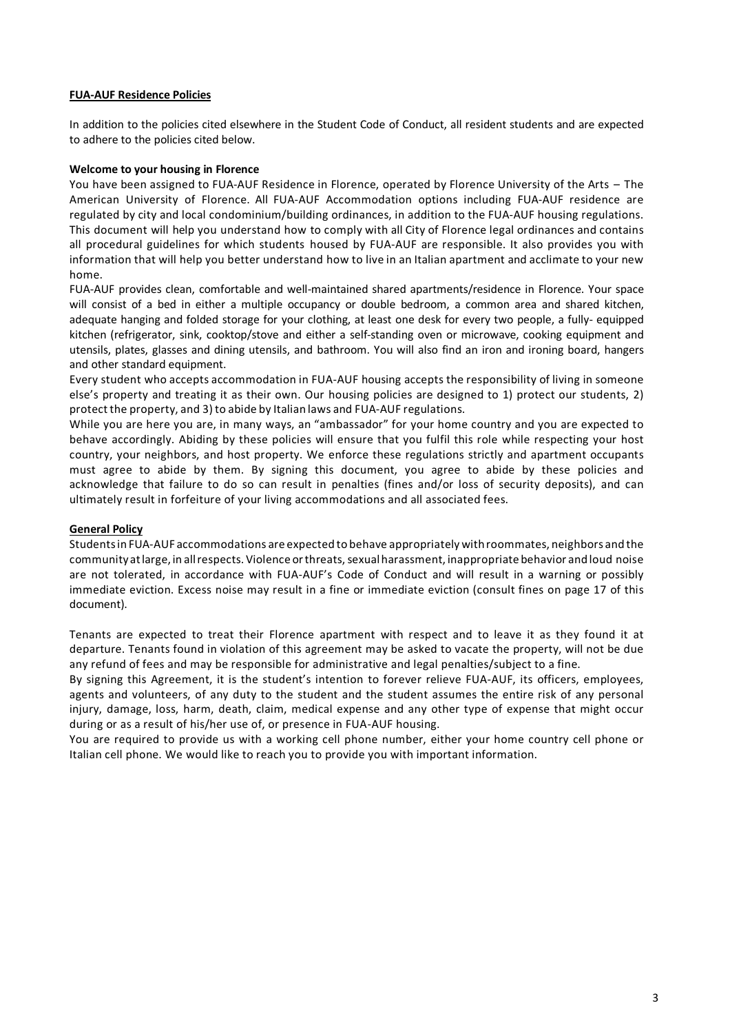## **FUA-AUF Residence Policies**

In addition to the policies cited elsewhere in the Student Code of Conduct, all resident students and are expected to adhere to the policies cited below.

### Welcome to your housing in Florence

You have been assigned to FUA-AUF Residence in Florence, operated by Florence University of the Arts – The American University of Florence. All FUA-AUF Accommodation options including FUA-AUF residence are regulated by city and local condominium/building ordinances, in addition to the FUA-AUF housing regulations. This document will help you understand how to comply with all City of Florence legal ordinances and contains all procedural guidelines for which students housed by FUA-AUF are responsible. It also provides you with information that will help you better understand how to live in an Italian apartment and acclimate to your new home.

FUA-AUF provides clean, comfortable and well-maintained shared apartments/residence in Florence. Your space will consist of a bed in either a multiple occupancy or double bedroom, a common area and shared kitchen, adequate hanging and folded storage for your clothing, at least one desk for every two people, a fully- equipped kitchen (refrigerator, sink, cooktop/stove and either a self-standing oven or microwave, cooking equipment and utensils, plates, glasses and dining utensils, and bathroom. You will also find an iron and ironing board, hangers and other standard equipment.

Every student who accepts accommodation in FUA-AUF housing accepts the responsibility of living in someone else's property and treating it as their own. Our housing policies are designed to 1) protect our students, 2) protect the property, and 3) to abide by Italian laws and FUA-AUF regulations.

While you are here you are, in many ways, an "ambassador" for your home country and you are expected to behave accordingly. Abiding by these policies will ensure that you fulfil this role while respecting your host country, your neighbors, and host property. We enforce these regulations strictly and apartment occupants must agree to abide by them. By signing this document, you agree to abide by these policies and acknowledge that failure to do so can result in penalties (fines and/or loss of security deposits), and can ultimately result in forfeiture of your living accommodations and all associated fees.

## **General Policy**

Students in FUA-AUF accommodations are expected to behave appropriately with roommates, neighbors and the community at large, in all respects. Violence or threats, sexual harassment, inappropriate behavior and loud noise are not tolerated, in accordance with FUA-AUF's Code of Conduct and will result in a warning or possibly immediate eviction. Excess noise may result in a fine or immediate eviction (consult fines on page 17 of this document).

Tenants are expected to treat their Florence apartment with respect and to leave it as they found it at departure. Tenants found in violation of this agreement may be asked to vacate the property, will not be due any refund of fees and may be responsible for administrative and legal penalties/subject to a fine.

By signing this Agreement, it is the student's intention to forever relieve FUA-AUF, its officers, employees, agents and volunteers, of any duty to the student and the student assumes the entire risk of any personal injury, damage, loss, harm, death, claim, medical expense and any other type of expense that might occur during or as a result of his/her use of, or presence in FUA-AUF housing.

You are required to provide us with a working cell phone number, either your home country cell phone or Italian cell phone. We would like to reach you to provide you with important information.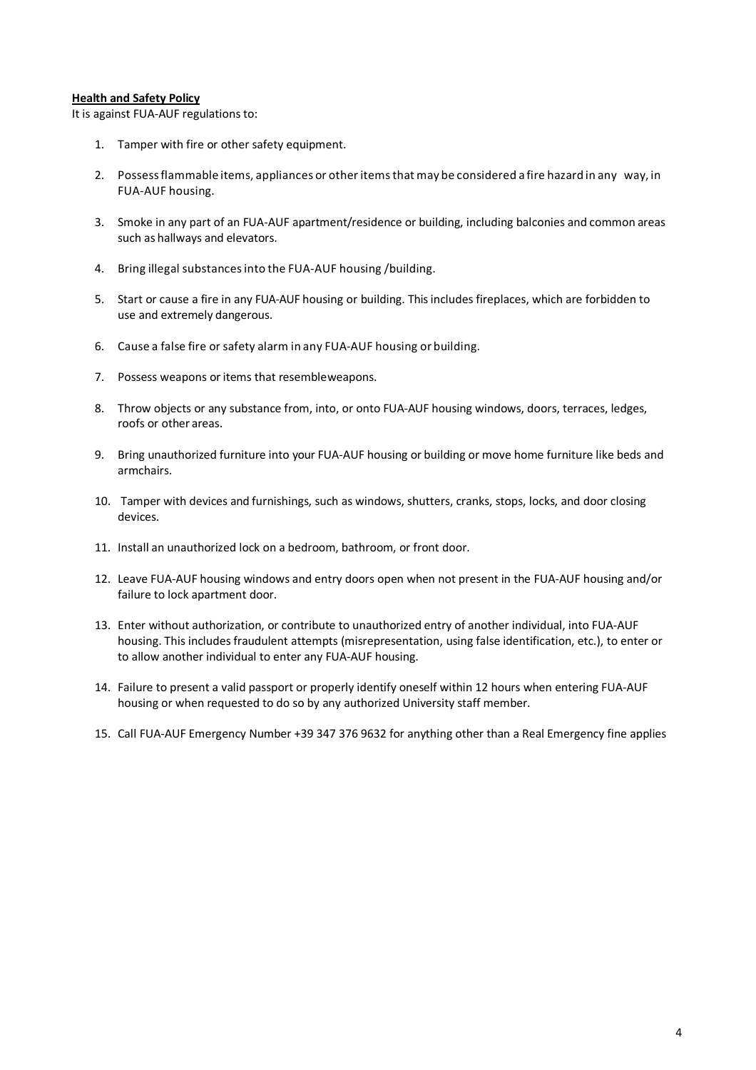**Health and Safety Policy**

It is against FUA-AUF regulations to:

1. Tamper with fire or other safety equipment.
2. Possess flammable items, appliances or other items that may be considered a fire hazard in any way, in FUA-AUF housing.
3. Smoke in any part of an FUA-AUF apartment/residence or building, including balconies and common areas such as hallways and elevators.
4. Bring illegal substances into the FUA-AUF housing /building.
5. Start or cause a fire in any FUA-AUF housing or building. This includes fireplaces, which are forbidden to use and extremely dangerous.
6. Cause a false fire or safety alarm in any FUA-AUF housing or building.
7. Possess weapons or items that resembleweapons.
8. Throw objects or any substance from, into, or onto FUA-AUF housing windows, doors, terraces, ledges, roofs or other areas.
9. Bring unauthorized furniture into your FUA-AUF housing or building or move home furniture like beds and armchairs.
10. Tamper with devices and furnishings, such as windows, shutters, cranks, stops, locks, and door closing devices.
11. Install an unauthorized lock on a bedroom, bathroom, or front door.
12. Leave FUA-AUF housing windows and entry doors open when not present in the FUA-AUF housing and/or failure to lock apartment door.
13. Enter without authorization, or contribute to unauthorized entry of another individual, into FUA-AUF housing. This includes fraudulent attempts (misrepresentation, using false identification, etc.), to enter or to allow another individual to enter any FUA-AUF housing.
14. Failure to present a valid passport or properly identify oneself within 12 hours when entering FUA-AUF housing or when requested to do so by any authorized University staff member.
15. Call FUA-AUF Emergency Number +39 347 376 9632 for anything other than a Real Emergency fine applies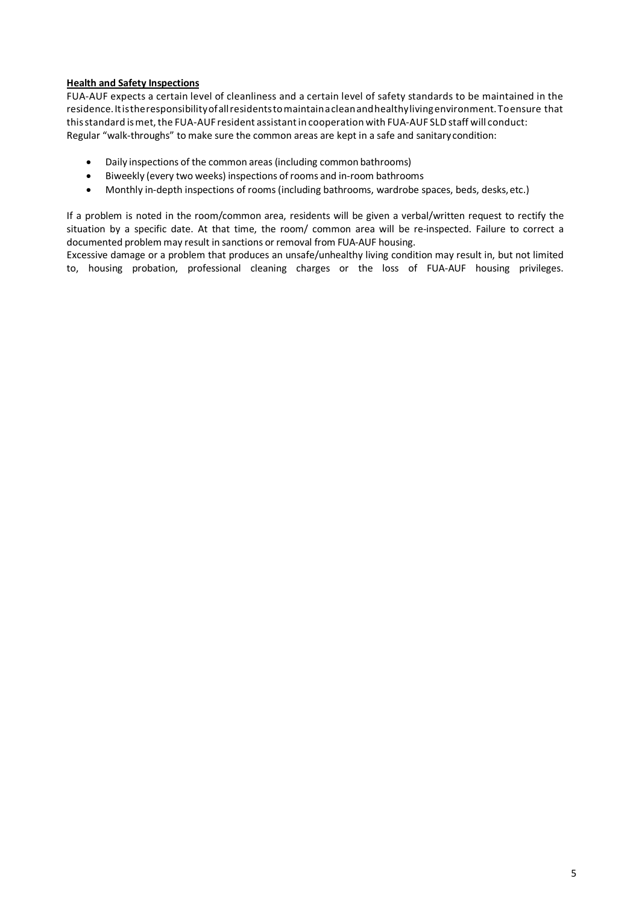**Health and Safety Inspections**

FUA-AUF expects a certain level of cleanliness and a certain level of safety standards to be maintained in the residence. It is the responsibility of all residents to maintain a clean and healthy living environment. To ensure that this standard is met, the FUA-AUF resident assistant in cooperation with FUA-AUF SLD staff will conduct:
Regular "walk-throughs" to make sure the common areas are kept in a safe and sanitary condition:

- Daily inspections of the common areas (including common bathrooms)
- Biweekly (every two weeks) inspections of rooms and in-room bathrooms
- Monthly in-depth inspections of rooms (including bathrooms, wardrobe spaces, beds, desks, etc.)

If a problem is noted in the room/common area, residents will be given a verbal/written request to rectify the situation by a specific date. At that time, the room/ common area will be re-inspected. Failure to correct a documented problem may result in sanctions or removal from FUA-AUF housing.
Excessive damage or a problem that produces an unsafe/unhealthy living condition may result in, but not limited to, housing probation, professional cleaning charges or the loss of FUA-AUF housing privileges.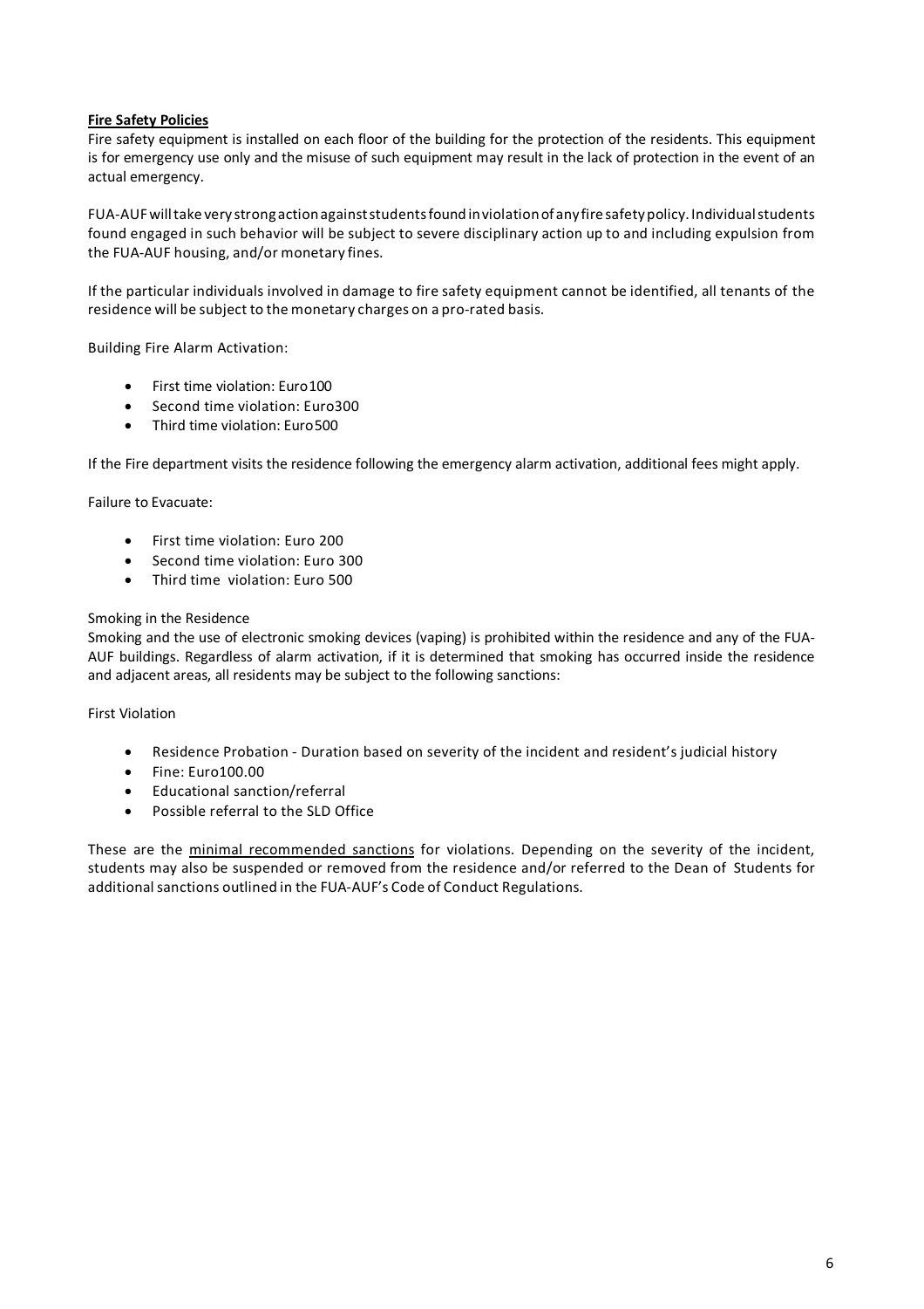**<u>Fire Safety Policies</u>**

Fire safety equipment is installed on each floor of the building for the protection of the residents. This equipment is for emergency use only and the misuse of such equipment may result in the lack of protection in the event of an actual emergency.

FUA-AUF will take very strong action against students found in violation of any fire safety policy. Individual students found engaged in such behavior will be subject to severe disciplinary action up to and including expulsion from the FUA-AUF housing, and/or monetary fines.

If the particular individuals involved in damage to fire safety equipment cannot be identified, all tenants of the residence will be subject to the monetary charges on a pro-rated basis.

Building Fire Alarm Activation:

- First time violation: Euro100
- Second time violation: Euro300
- Third time violation: Euro500

If the Fire department visits the residence following the emergency alarm activation, additional fees might apply.

Failure to Evacuate:

- First time violation: Euro 200
- Second time violation: Euro 300
- Third time violation: Euro 500

Smoking in the Residence

Smoking and the use of electronic smoking devices (vaping) is prohibited within the residence and any of the FUA-AUF buildings. Regardless of alarm activation, if it is determined that smoking has occurred inside the residence and adjacent areas, all residents may be subject to the following sanctions:

First Violation

- Residence Probation - Duration based on severity of the incident and resident's judicial history
- Fine: Euro100.00
- Educational sanction/referral
- Possible referral to the SLD Office

These are the <u>minimal recommended sanctions</u> for violations. Depending on the severity of the incident, students may also be suspended or removed from the residence and/or referred to the Dean of Students for additional sanctions outlined in the FUA-AUF's Code of Conduct Regulations.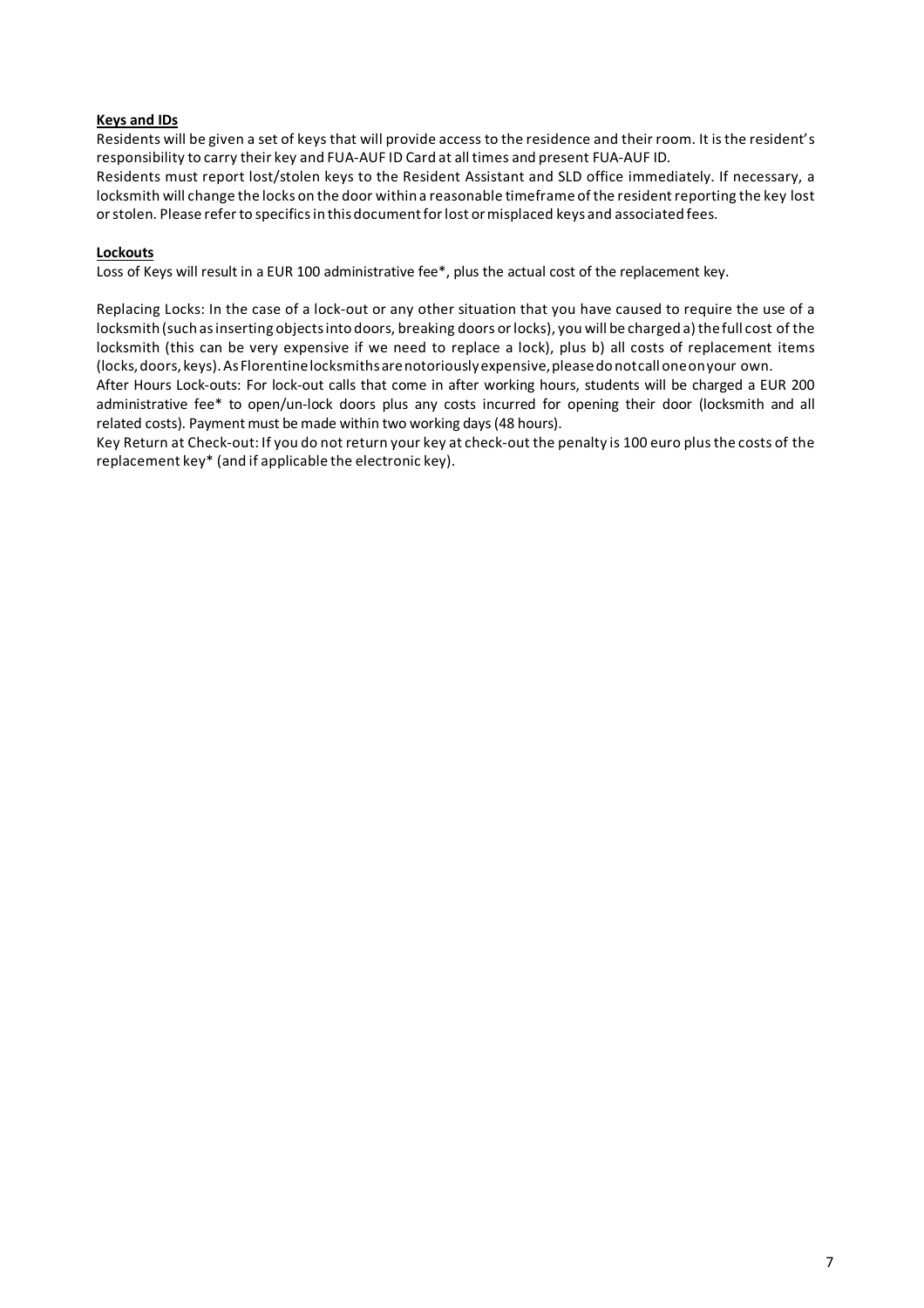**Keys and IDs**

Residents will be given a set of keys that will provide access to the residence and their room. It is the resident's responsibility to carry their key and FUA-AUF ID Card at all times and present FUA-AUF ID.

Residents must report lost/stolen keys to the Resident Assistant and SLD office immediately. If necessary, a locksmith will change the locks on the door within a reasonable timeframe of the resident reporting the key lost or stolen. Please refer to specifics in this document for lost or misplaced keys and associated fees.

**Lockouts**

Loss of Keys will result in a EUR 100 administrative fee*, plus the actual cost of the replacement key.

Replacing Locks: In the case of a lock-out or any other situation that you have caused to require the use of a locksmith (such as inserting objects into doors, breaking doors or locks), you will be charged a) the full cost of the locksmith (this can be very expensive if we need to replace a lock), plus b) all costs of replacement items (locks, doors, keys). As Florentine locksmiths are notoriously expensive, please do not call one on your own.

After Hours Lock-outs: For lock-out calls that come in after working hours, students will be charged a EUR 200 administrative fee* to open/un-lock doors plus any costs incurred for opening their door (locksmith and all related costs). Payment must be made within two working days (48 hours).

Key Return at Check-out: If you do not return your key at check-out the penalty is 100 euro plus the costs of the replacement key* (and if applicable the electronic key).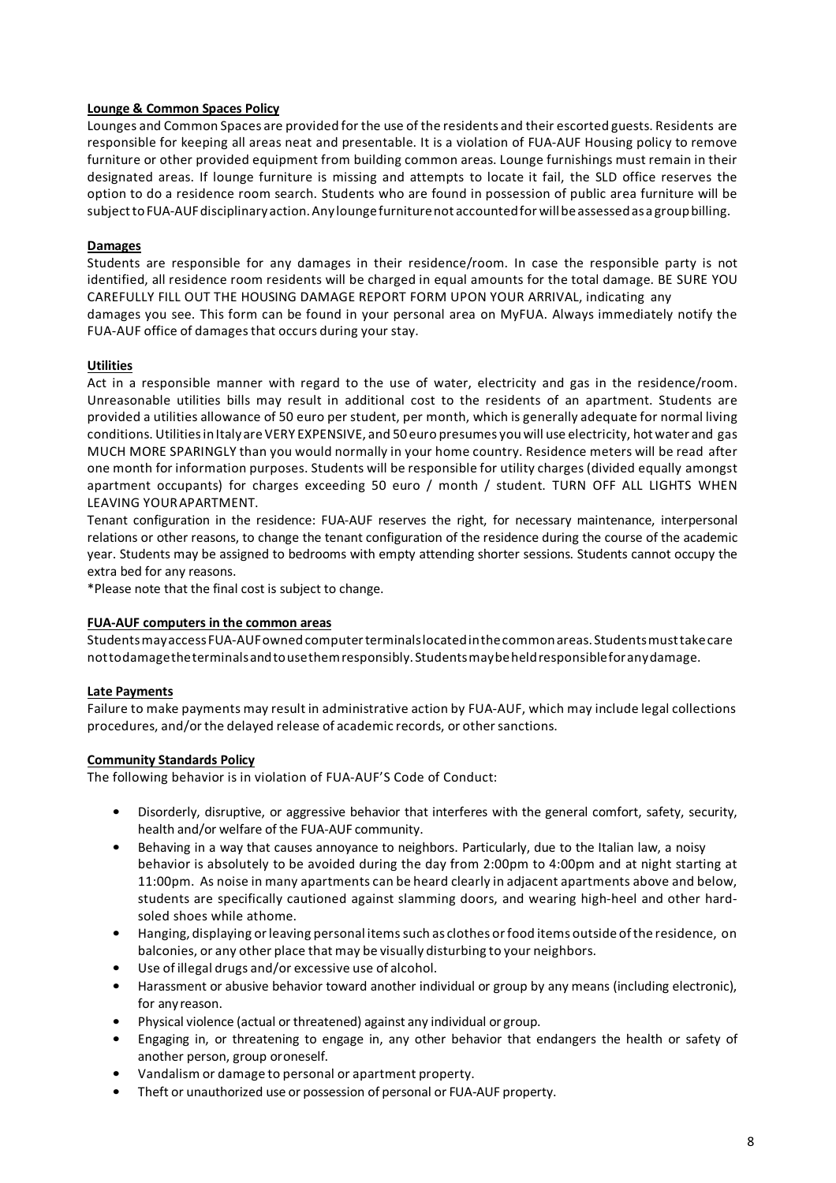**Lounge & Common Spaces Policy**

Lounges and Common Spaces are provided for the use of the residents and their escorted guests. Residents are responsible for keeping all areas neat and presentable. It is a violation of FUA-AUF Housing policy to remove furniture or other provided equipment from building common areas. Lounge furnishings must remain in their designated areas. If lounge furniture is missing and attempts to locate it fail, the SLD office reserves the option to do a residence room search. Students who are found in possession of public area furniture will be subject to FUA-AUF disciplinary action. Any lounge furniture not accounted for will be assessed as a group billing.

**Damages**

Students are responsible for any damages in their residence/room. In case the responsible party is not identified, all residence room residents will be charged in equal amounts for the total damage. BE SURE YOU CAREFULLY FILL OUT THE HOUSING DAMAGE REPORT FORM UPON YOUR ARRIVAL, indicating any damages you see. This form can be found in your personal area on MyFUA. Always immediately notify the FUA-AUF office of damages that occurs during your stay.

**Utilities**

Act in a responsible manner with regard to the use of water, electricity and gas in the residence/room. Unreasonable utilities bills may result in additional cost to the residents of an apartment. Students are provided a utilities allowance of 50 euro per student, per month, which is generally adequate for normal living conditions. Utilities in Italy are VERY EXPENSIVE, and 50 euro presumes you will use electricity, hot water and gas MUCH MORE SPARINGLY than you would normally in your home country. Residence meters will be read after one month for information purposes. Students will be responsible for utility charges (divided equally amongst apartment occupants) for charges exceeding 50 euro / month / student. TURN OFF ALL LIGHTS WHEN LEAVING YOUR APARTMENT.

Tenant configuration in the residence: FUA-AUF reserves the right, for necessary maintenance, interpersonal relations or other reasons, to change the tenant configuration of the residence during the course of the academic year. Students may be assigned to bedrooms with empty attending shorter sessions. Students cannot occupy the extra bed for any reasons.

*Please note that the final cost is subject to change.

**FUA-AUF computers in the common areas**

Students may access FUA-AUF owned computer terminals located in the common areas. Students must take care not to damage the terminals and to use them responsibly. Students may be held responsible for any damage.

**Late Payments**

Failure to make payments may result in administrative action by FUA-AUF, which may include legal collections procedures, and/or the delayed release of academic records, or other sanctions.

**Community Standards Policy**

The following behavior is in violation of FUA-AUF'S Code of Conduct:

- Disorderly, disruptive, or aggressive behavior that interferes with the general comfort, safety, security, health and/or welfare of the FUA-AUF community.
- Behaving in a way that causes annoyance to neighbors. Particularly, due to the Italian law, a noisy behavior is absolutely to be avoided during the day from 2:00pm to 4:00pm and at night starting at 11:00pm. As noise in many apartments can be heard clearly in adjacent apartments above and below, students are specifically cautioned against slamming doors, and wearing high-heel and other hard-soled shoes while at home.
- Hanging, displaying or leaving personal items such as clothes or food items outside of the residence, on balconies, or any other place that may be visually disturbing to your neighbors.
- Use of illegal drugs and/or excessive use of alcohol.
- Harassment or abusive behavior toward another individual or group by any means (including electronic), for any reason.
- Physical violence (actual or threatened) against any individual or group.
- Engaging in, or threatening to engage in, any other behavior that endangers the health or safety of another person, group or oneself.
- Vandalism or damage to personal or apartment property.
- Theft or unauthorized use or possession of personal or FUA-AUF property.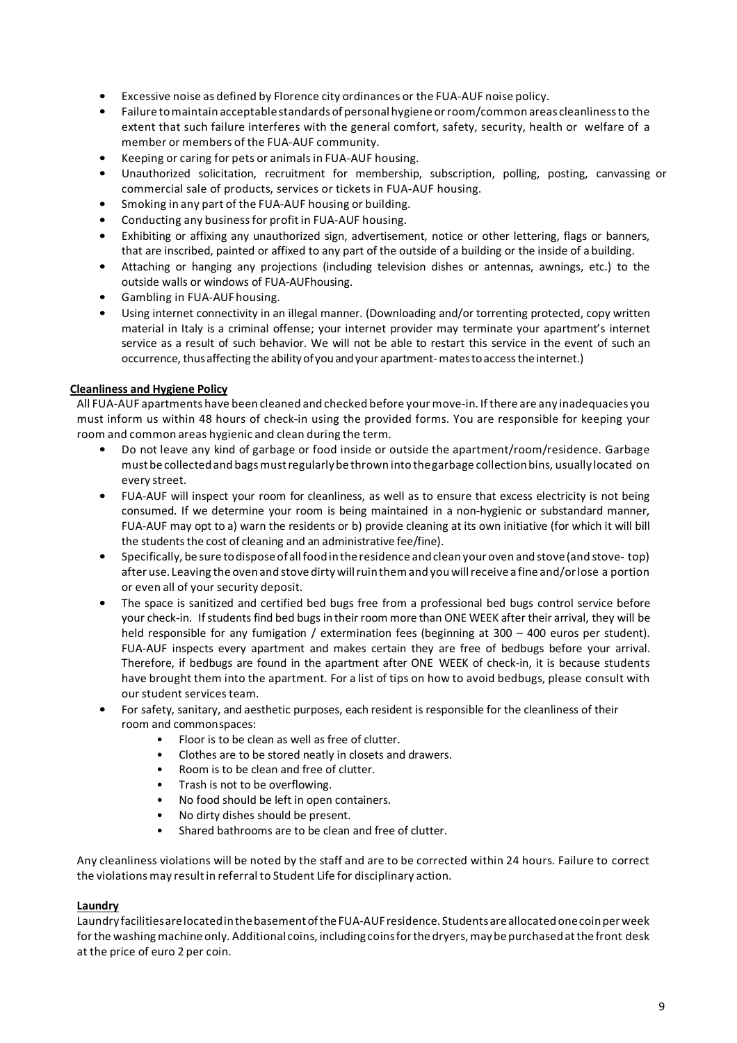- Excessive noise as defined by Florence city ordinances or the FUA-AUF noise policy.
- Failure to maintain acceptable standards of personal hygiene or room/common areas cleanliness to the extent that such failure interferes with the general comfort, safety, security, health or welfare of a member or members of the FUA-AUF community.
- Keeping or caring for pets or animals in FUA-AUF housing.
- Unauthorized solicitation, recruitment for membership, subscription, polling, posting, canvassing or commercial sale of products, services or tickets in FUA-AUF housing.
- Smoking in any part of the FUA-AUF housing or building.
- Conducting any business for profit in FUA-AUF housing.
- Exhibiting or affixing any unauthorized sign, advertisement, notice or other lettering, flags or banners, that are inscribed, painted or affixed to any part of the outside of a building or the inside of a building.
- Attaching or hanging any projections (including television dishes or antennas, awnings, etc.) to the outside walls or windows of FUA-AUFhousing.
- Gambling in FUA-AUF housing.
- Using internet connectivity in an illegal manner. (Downloading and/or torrenting protected, copy written material in Italy is a criminal offense; your internet provider may terminate your apartment's internet service as a result of such behavior. We will not be able to restart this service in the event of such an occurrence, thus affecting the ability of you and your apartment- mates to access the internet.)

**Cleanliness and Hygiene Policy**

All FUA-AUF apartments have been cleaned and checked before your move-in. If there are any inadequacies you must inform us within 48 hours of check-in using the provided forms. You are responsible for keeping your room and common areas hygienic and clean during the term.

- Do not leave any kind of garbage or food inside or outside the apartment/room/residence. Garbage must be collected and bags must regularly be thrown into the garbage collection bins, usually located on every street.
- FUA-AUF will inspect your room for cleanliness, as well as to ensure that excess electricity is not being consumed. If we determine your room is being maintained in a non-hygienic or substandard manner, FUA-AUF may opt to a) warn the residents or b) provide cleaning at its own initiative (for which it will bill the students the cost of cleaning and an administrative fee/fine).
- Specifically, be sure to dispose of all food in the residence and clean your oven and stove (and stove- top) after use. Leaving the oven and stove dirty will ruin them and you will receive a fine and/or lose a portion or even all of your security deposit.
- The space is sanitized and certified bed bugs free from a professional bed bugs control service before your check-in. If students find bed bugs in their room more than ONE WEEK after their arrival, they will be held responsible for any fumigation / extermination fees (beginning at 300 – 400 euros per student). FUA-AUF inspects every apartment and makes certain they are free of bedbugs before your arrival. Therefore, if bedbugs are found in the apartment after ONE WEEK of check-in, it is because students have brought them into the apartment. For a list of tips on how to avoid bedbugs, please consult with our student services team.
- For safety, sanitary, and aesthetic purposes, each resident is responsible for the cleanliness of their room and common spaces:
    - Floor is to be clean as well as free of clutter.
    - Clothes are to be stored neatly in closets and drawers.
    - Room is to be clean and free of clutter.
    - Trash is not to be overflowing.
    - No food should be left in open containers.
    - No dirty dishes should be present.
    - Shared bathrooms are to be clean and free of clutter.

Any cleanliness violations will be noted by the staff and are to be corrected within 24 hours. Failure to correct the violations may result in referral to Student Life for disciplinary action.

**Laundry**

Laundry facilities are located in the basement of the FUA-AUF residence. Students are allocated one coin per week for the washing machine only. Additional coins, including coins for the dryers, may be purchased at the front desk at the price of euro 2 per coin.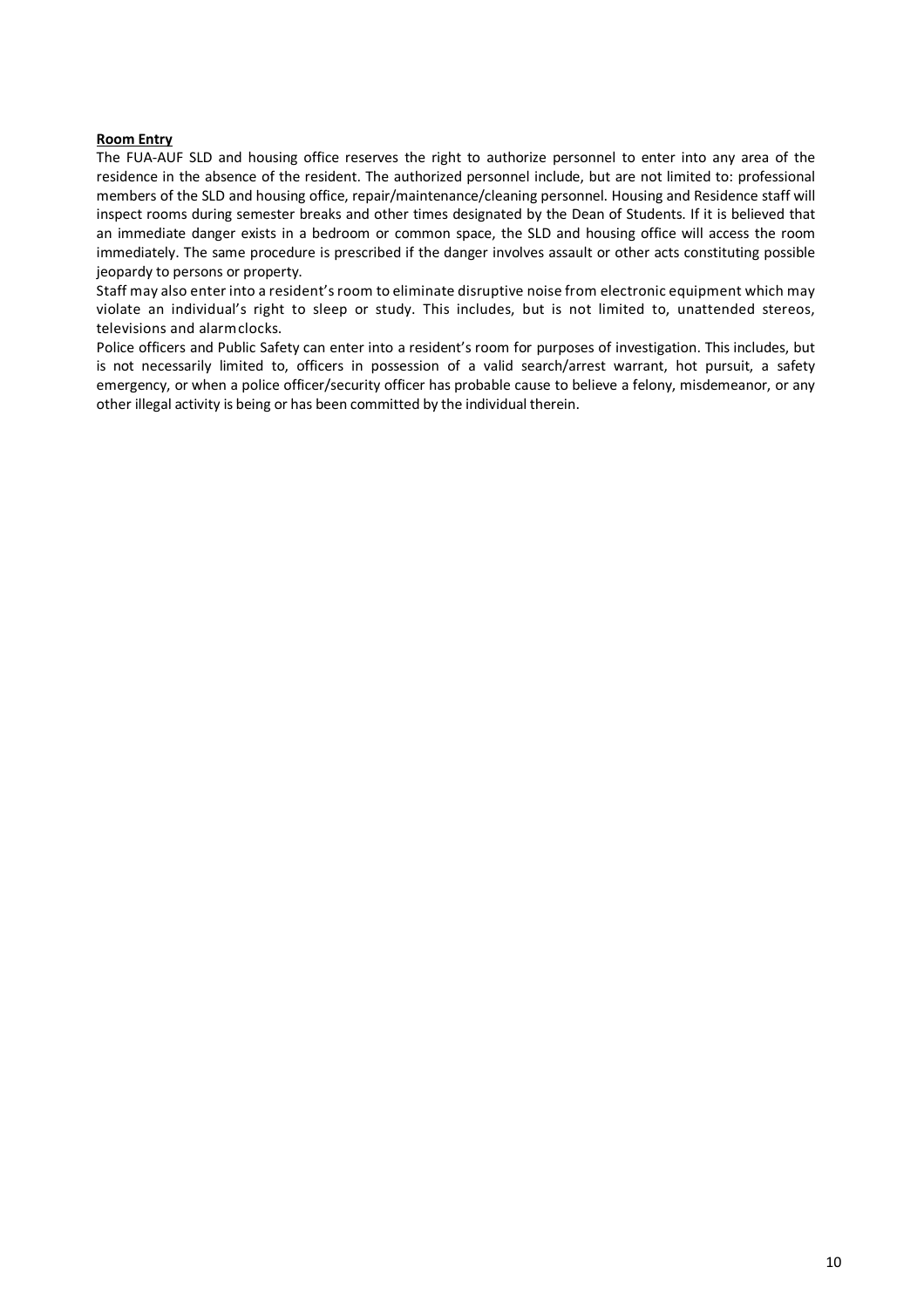**Room Entry**

The FUA-AUF SLD and housing office reserves the right to authorize personnel to enter into any area of the residence in the absence of the resident. The authorized personnel include, but are not limited to: professional members of the SLD and housing office, repair/maintenance/cleaning personnel. Housing and Residence staff will inspect rooms during semester breaks and other times designated by the Dean of Students. If it is believed that an immediate danger exists in a bedroom or common space, the SLD and housing office will access the room immediately. The same procedure is prescribed if the danger involves assault or other acts constituting possible jeopardy to persons or property.

Staff may also enter into a resident's room to eliminate disruptive noise from electronic equipment which may violate an individual's right to sleep or study. This includes, but is not limited to, unattended stereos, televisions and alarm clocks.

Police officers and Public Safety can enter into a resident's room for purposes of investigation. This includes, but is not necessarily limited to, officers in possession of a valid search/arrest warrant, hot pursuit, a safety emergency, or when a police officer/security officer has probable cause to believe a felony, misdemeanor, or any other illegal activity is being or has been committed by the individual therein.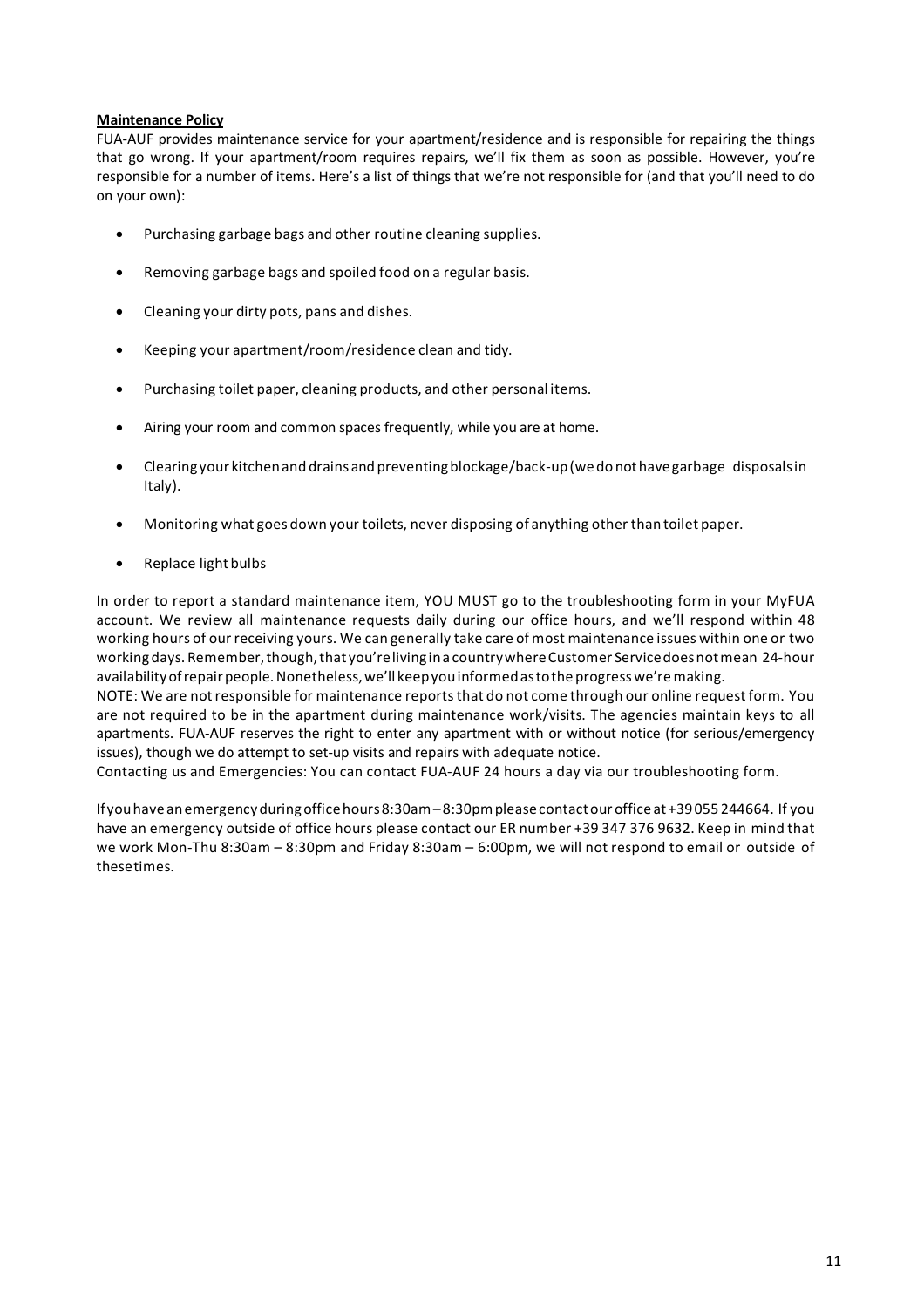**Maintenance Policy**

FUA-AUF provides maintenance service for your apartment/residence and is responsible for repairing the things that go wrong. If your apartment/room requires repairs, we'll fix them as soon as possible. However, you're responsible for a number of items. Here's a list of things that we're not responsible for (and that you'll need to do on your own):

- Purchasing garbage bags and other routine cleaning supplies.
- Removing garbage bags and spoiled food on a regular basis.
- Cleaning your dirty pots, pans and dishes.
- Keeping your apartment/room/residence clean and tidy.
- Purchasing toilet paper, cleaning products, and other personal items.
- Airing your room and common spaces frequently, while you are at home.
- Clearing your kitchen and drains and preventing blockage/back-up (we do not have garbage disposals in Italy).
- Monitoring what goes down your toilets, never disposing of anything other than toilet paper.
- Replace light bulbs

In order to report a standard maintenance item, YOU MUST go to the troubleshooting form in your MyFUA account. We review all maintenance requests daily during our office hours, and we'll respond within 48 working hours of our receiving yours. We can generally take care of most maintenance issues within one or two working days. Remember, though, that you're living in a country where Customer Service does not mean 24-hour availability of repair people. Nonetheless, we'll keep you informed as to the progress we're making.

NOTE: We are not responsible for maintenance reports that do not come through our online request form. You are not required to be in the apartment during maintenance work/visits. The agencies maintain keys to all apartments. FUA-AUF reserves the right to enter any apartment with or without notice (for serious/emergency issues), though we do attempt to set-up visits and repairs with adequate notice.

Contacting us and Emergencies: You can contact FUA-AUF 24 hours a day via our troubleshooting form.

If you have an emergency during office hours 8:30am – 8:30pm please contact our office at +39 055 244664. If you have an emergency outside of office hours please contact our ER number +39 347 376 9632. Keep in mind that we work Mon-Thu 8:30am – 8:30pm and Friday 8:30am – 6:00pm, we will not respond to email or outside of these times.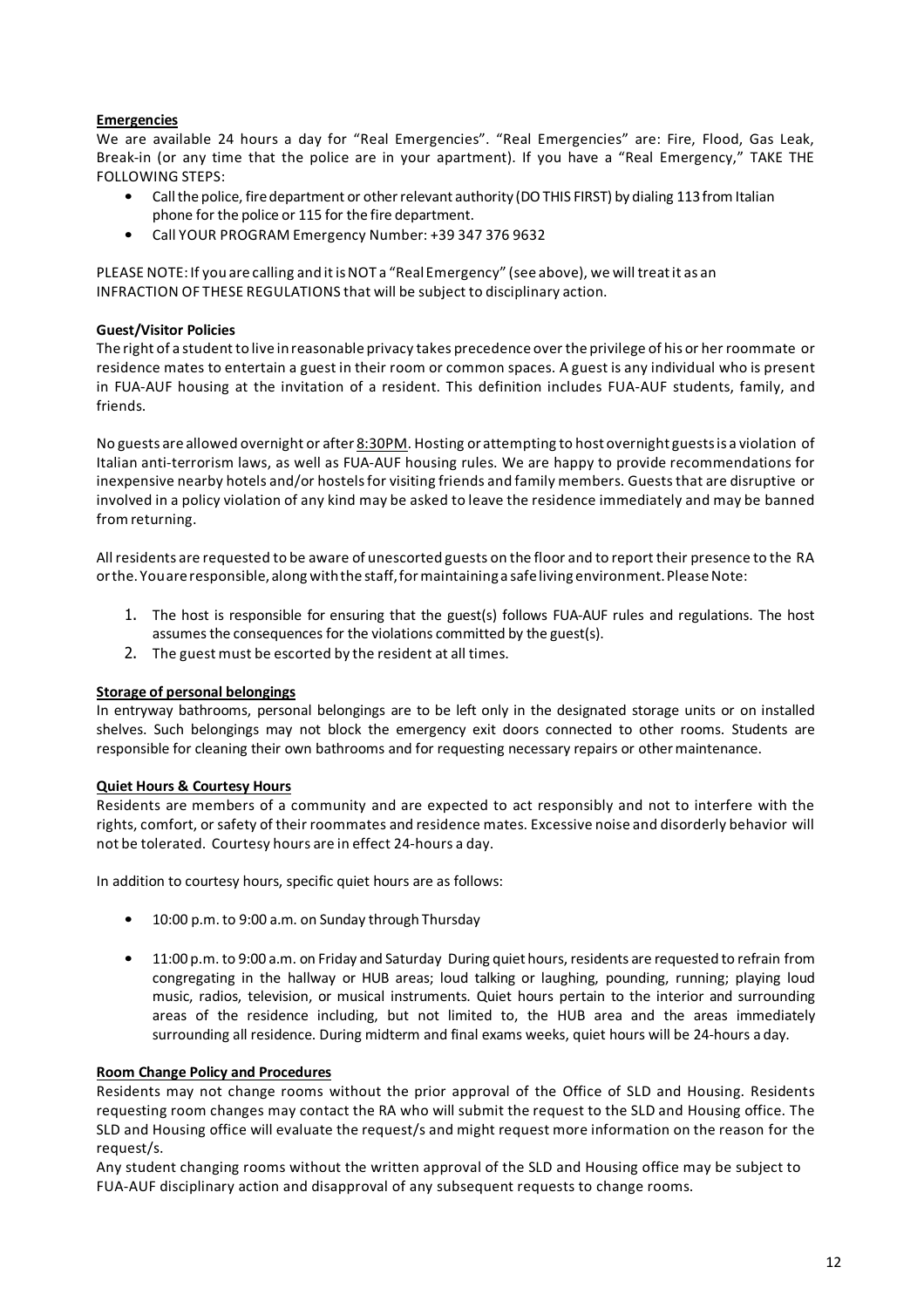**Emergencies**

We are available 24 hours a day for "Real Emergencies". "Real Emergencies" are: Fire, Flood, Gas Leak, Break-in (or any time that the police are in your apartment). If you have a "Real Emergency," TAKE THE FOLLOWING STEPS:

- Call the police, fire department or other relevant authority (DO THIS FIRST) by dialing 113 from Italian phone for the police or 115 for the fire department.
- Call YOUR PROGRAM Emergency Number: +39 347 376 9632

PLEASE NOTE: If you are calling and it is NOT a "Real Emergency" (see above), we will treat it as an INFRACTION OF THESE REGULATIONS that will be subject to disciplinary action.

**Guest/Visitor Policies**

The right of a student to live in reasonable privacy takes precedence over the privilege of his or her roommate or residence mates to entertain a guest in their room or common spaces. A guest is any individual who is present in FUA-AUF housing at the invitation of a resident. This definition includes FUA-AUF students, family, and friends.

No guests are allowed overnight or after 8:30PM. Hosting or attempting to host overnight guests is a violation of Italian anti-terrorism laws, as well as FUA-AUF housing rules. We are happy to provide recommendations for inexpensive nearby hotels and/or hostels for visiting friends and family members. Guests that are disruptive or involved in a policy violation of any kind may be asked to leave the residence immediately and may be banned from returning.

All residents are requested to be aware of unescorted guests on the floor and to report their presence to the RA or the. You are responsible, along with the staff, for maintaining a safe living environment. Please Note:

1. The host is responsible for ensuring that the guest(s) follows FUA-AUF rules and regulations. The host assumes the consequences for the violations committed by the guest(s).
2. The guest must be escorted by the resident at all times.

**Storage of personal belongings**

In entryway bathrooms, personal belongings are to be left only in the designated storage units or on installed shelves. Such belongings may not block the emergency exit doors connected to other rooms. Students are responsible for cleaning their own bathrooms and for requesting necessary repairs or other maintenance.

**Quiet Hours & Courtesy Hours**

Residents are members of a community and are expected to act responsibly and not to interfere with the rights, comfort, or safety of their roommates and residence mates. Excessive noise and disorderly behavior will not be tolerated. Courtesy hours are in effect 24-hours a day.

In addition to courtesy hours, specific quiet hours are as follows:

- 10:00 p.m. to 9:00 a.m. on Sunday through Thursday
- 11:00 p.m. to 9:00 a.m. on Friday and Saturday During quiet hours, residents are requested to refrain from congregating in the hallway or HUB areas; loud talking or laughing, pounding, running; playing loud music, radios, television, or musical instruments. Quiet hours pertain to the interior and surrounding areas of the residence including, but not limited to, the HUB area and the areas immediately surrounding all residence. During midterm and final exams weeks, quiet hours will be 24-hours a day.

**Room Change Policy and Procedures**

Residents may not change rooms without the prior approval of the Office of SLD and Housing. Residents requesting room changes may contact the RA who will submit the request to the SLD and Housing office. The SLD and Housing office will evaluate the request/s and might request more information on the reason for the request/s.

Any student changing rooms without the written approval of the SLD and Housing office may be subject to FUA-AUF disciplinary action and disapproval of any subsequent requests to change rooms.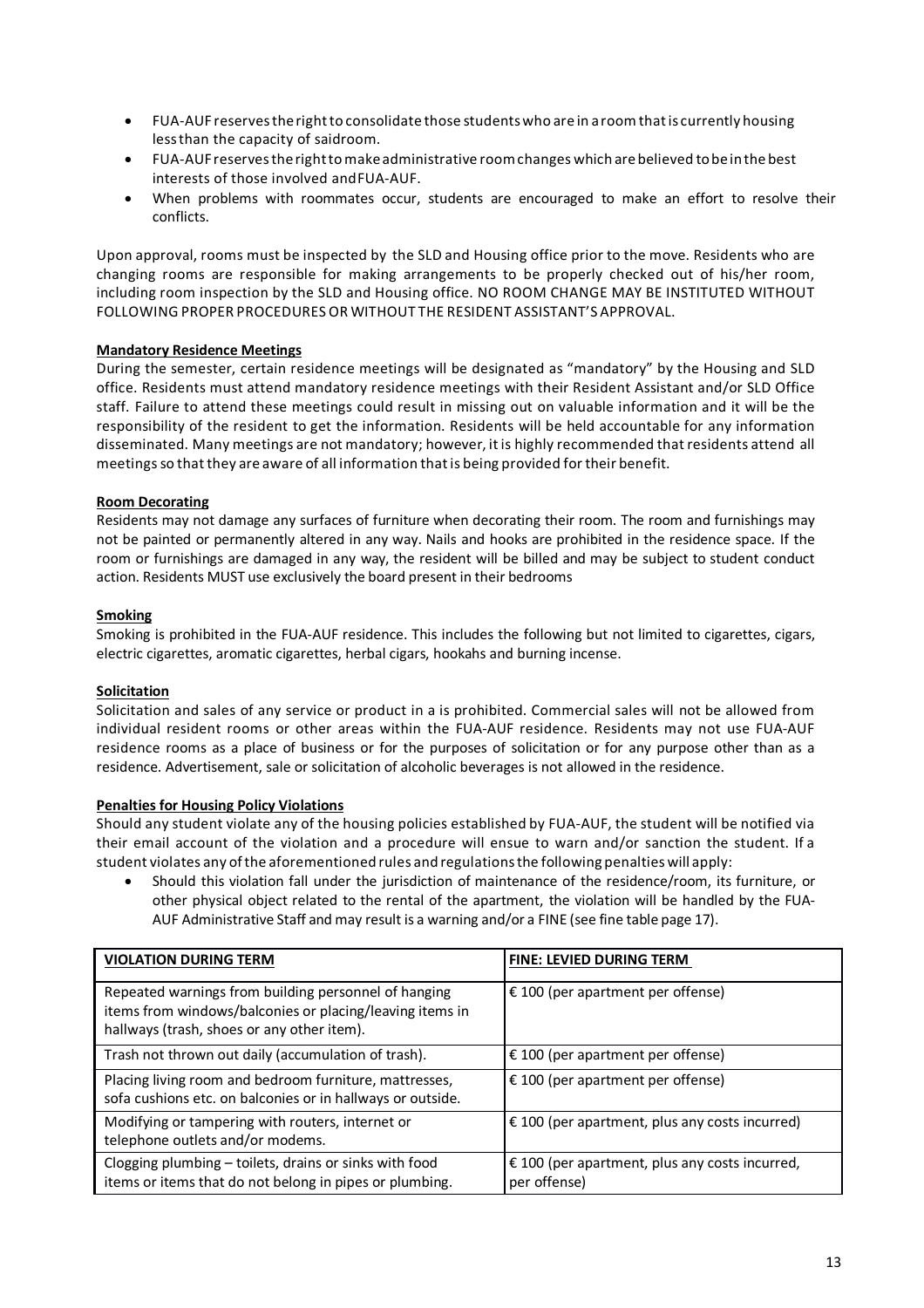- FUA-AUF reserves the right to consolidate those students who are in a room that is currently housing less than the capacity of said room.
- FUA-AUF reserves the right to make administrative room changes which are believed to be in the best interests of those involved and FUA-AUF.
- When problems with roommates occur, students are encouraged to make an effort to resolve their conflicts.

Upon approval, rooms must be inspected by the SLD and Housing office prior to the move. Residents who are changing rooms are responsible for making arrangements to be properly checked out of his/her room, including room inspection by the SLD and Housing office. NO ROOM CHANGE MAY BE INSTITUTED WITHOUT FOLLOWING PROPER PROCEDURES OR WITHOUT THE RESIDENT ASSISTANT'S APPROVAL.

**Mandatory Residence Meetings**

During the semester, certain residence meetings will be designated as "mandatory" by the Housing and SLD office. Residents must attend mandatory residence meetings with their Resident Assistant and/or SLD Office staff. Failure to attend these meetings could result in missing out on valuable information and it will be the responsibility of the resident to get the information. Residents will be held accountable for any information disseminated. Many meetings are not mandatory; however, it is highly recommended that residents attend all meetings so that they are aware of all information that is being provided for their benefit.

**Room Decorating**

Residents may not damage any surfaces of furniture when decorating their room. The room and furnishings may not be painted or permanently altered in any way. Nails and hooks are prohibited in the residence space. If the room or furnishings are damaged in any way, the resident will be billed and may be subject to student conduct action. Residents MUST use exclusively the board present in their bedrooms

**Smoking**

Smoking is prohibited in the FUA-AUF residence. This includes the following but not limited to cigarettes, cigars, electric cigarettes, aromatic cigarettes, herbal cigars, hookahs and burning incense.

**Solicitation**

Solicitation and sales of any service or product in a is prohibited. Commercial sales will not be allowed from individual resident rooms or other areas within the FUA-AUF residence. Residents may not use FUA-AUF residence rooms as a place of business or for the purposes of solicitation or for any purpose other than as a residence. Advertisement, sale or solicitation of alcoholic beverages is not allowed in the residence.

**Penalties for Housing Policy Violations**

Should any student violate any of the housing policies established by FUA-AUF, the student will be notified via their email account of the violation and a procedure will ensue to warn and/or sanction the student. If a student violates any of the aforementioned rules and regulations the following penalties will apply:

- Should this violation fall under the jurisdiction of maintenance of the residence/room, its furniture, or other physical object related to the rental of the apartment, the violation will be handled by the FUA-AUF Administrative Staff and may result is a warning and/or a FINE (see fine table page 17).

| VIOLATION DURING TERM | FINE: LEVIED DURING TERM |
|---|---|
| Repeated warnings from building personnel of hanging items from windows/balconies or placing/leaving items in hallways (trash, shoes or any other item). | € 100 (per apartment per offense) |
| Trash not thrown out daily (accumulation of trash). | € 100 (per apartment per offense) |
| Placing living room and bedroom furniture, mattresses, sofa cushions etc. on balconies or in hallways or outside. | € 100 (per apartment per offense) |
| Modifying or tampering with routers, internet or telephone outlets and/or modems. | € 100 (per apartment, plus any costs incurred) |
| Clogging plumbing – toilets, drains or sinks with food items or items that do not belong in pipes or plumbing. | € 100 (per apartment, plus any costs incurred, per offense) |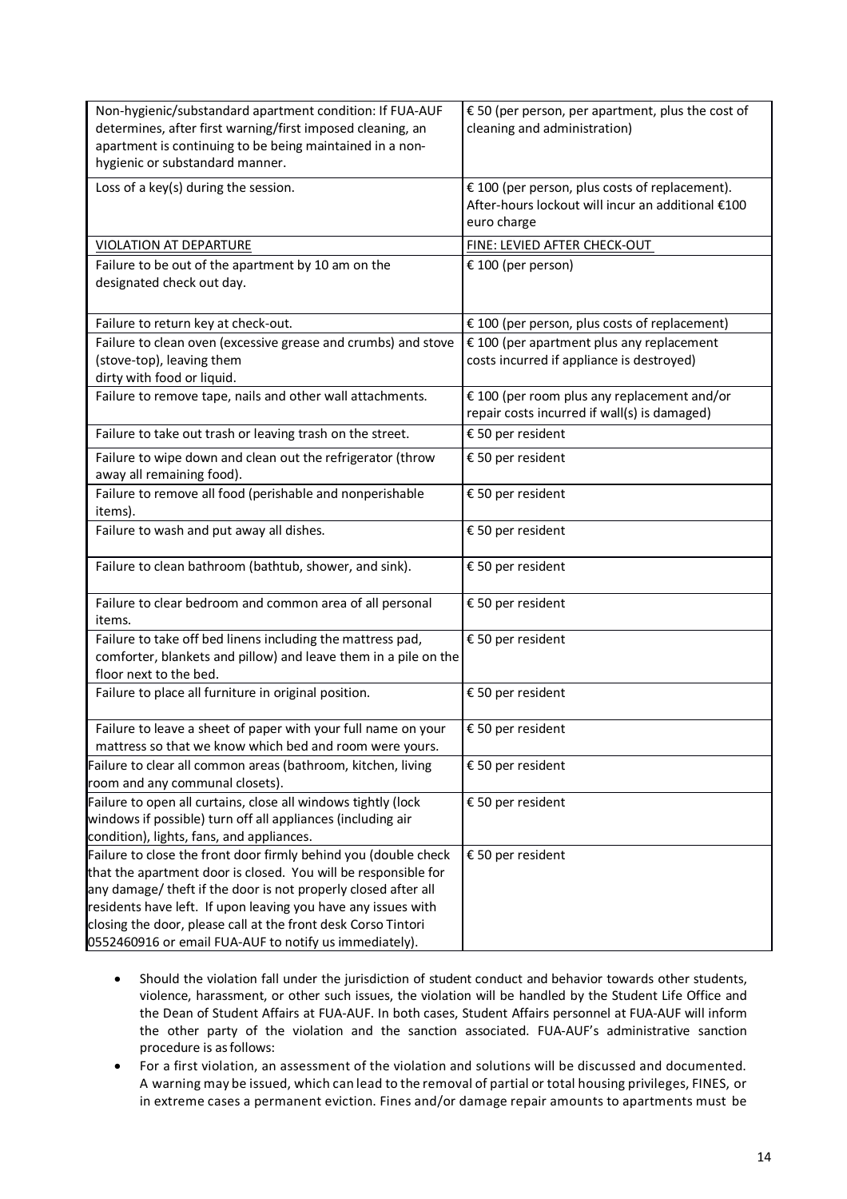| Non-hygienic/substandard apartment condition: If FUA-AUF determines, after first warning/first imposed cleaning, an apartment is continuing to be being maintained in a non-hygienic or substandard manner. | € 50 (per person, per apartment, plus the cost of cleaning and administration) |
|---|---|
| Loss of a key(s) during the session. | € 100 (per person, plus costs of replacement). After-hours lockout will incur an additional €100 euro charge |
| VIOLATION AT DEPARTURE | FINE: LEVIED AFTER CHECK-OUT |
| Failure to be out of the apartment by 10 am on the designated check out day. | € 100 (per person) |
| Failure to return key at check-out. | € 100 (per person, plus costs of replacement) |
| Failure to clean oven (excessive grease and crumbs) and stove (stove-top), leaving them dirty with food or liquid. | € 100 (per apartment plus any replacement costs incurred if appliance is destroyed) |
| Failure to remove tape, nails and other wall attachments. | € 100 (per room plus any replacement and/or repair costs incurred if wall(s) is damaged) |
| Failure to take out trash or leaving trash on the street. | € 50 per resident |
| Failure to wipe down and clean out the refrigerator (throw away all remaining food). | € 50 per resident |
| Failure to remove all food (perishable and nonperishable items). | € 50 per resident |
| Failure to wash and put away all dishes. | € 50 per resident |
| Failure to clean bathroom (bathtub, shower, and sink). | € 50 per resident |
| Failure to clear bedroom and common area of all personal items. | € 50 per resident |
| Failure to take off bed linens including the mattress pad, comforter, blankets and pillow) and leave them in a pile on the floor next to the bed. | € 50 per resident |
| Failure to place all furniture in original position. | € 50 per resident |
| Failure to leave a sheet of paper with your full name on your mattress so that we know which bed and room were yours. | € 50 per resident |
| Failure to clear all common areas (bathroom, kitchen, living room and any communal closets). | € 50 per resident |
| Failure to open all curtains, close all windows tightly (lock windows if possible) turn off all appliances (including air condition), lights, fans, and appliances. | € 50 per resident |
| Failure to close the front door firmly behind you (double check that the apartment door is closed. You will be responsible for any damage/ theft if the door is not properly closed after all residents have left. If upon leaving you have any issues with closing the door, please call at the front desk Corso Tintori 0552460916 or email FUA-AUF to notify us immediately). | € 50 per resident |

- Should the violation fall under the jurisdiction of student conduct and behavior towards other students, violence, harassment, or other such issues, the violation will be handled by the Student Life Office and the Dean of Student Affairs at FUA-AUF. In both cases, Student Affairs personnel at FUA-AUF will inform the other party of the violation and the sanction associated. FUA-AUF's administrative sanction procedure is as follows:
- For a first violation, an assessment of the violation and solutions will be discussed and documented. A warning may be issued, which can lead to the removal of partial or total housing privileges, FINES, or in extreme cases a permanent eviction. Fines and/or damage repair amounts to apartments must be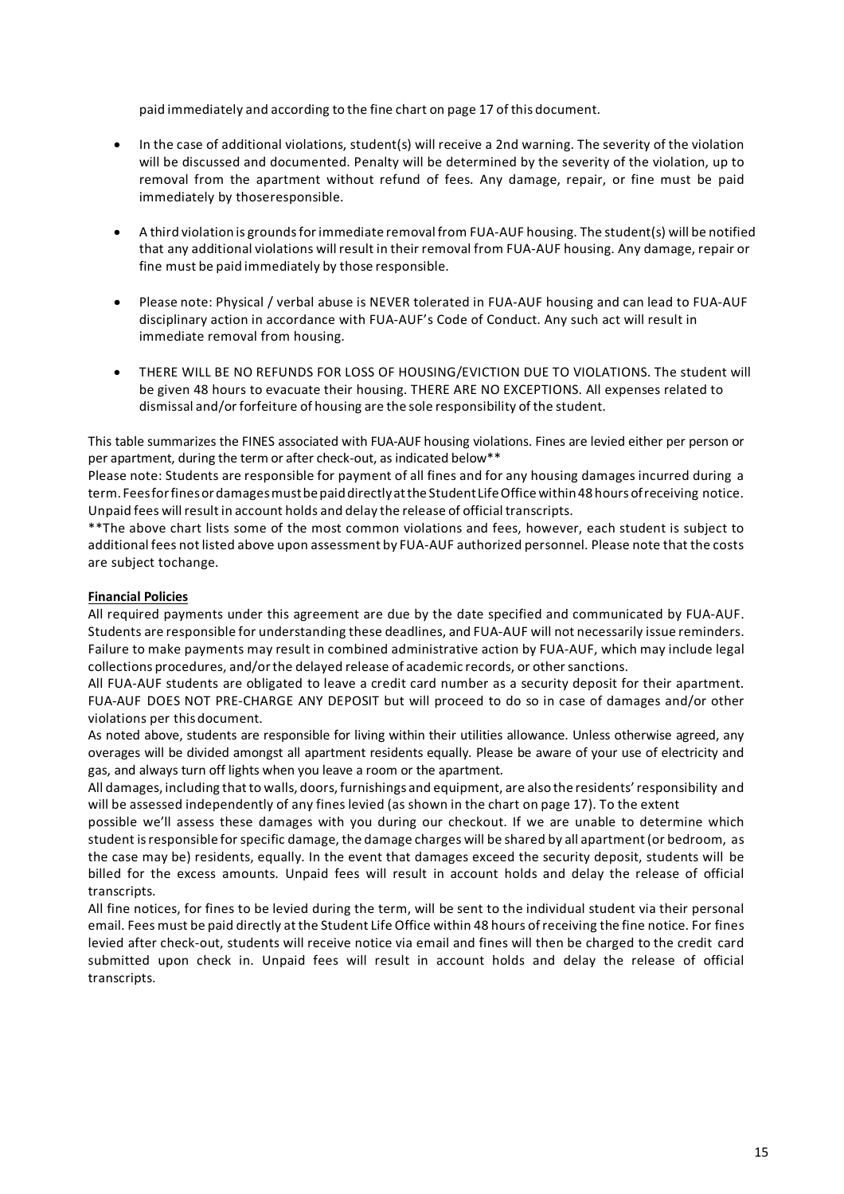paid immediately and according to the fine chart on page 17 of this document.

- In the case of additional violations, student(s) will receive a 2nd warning. The severity of the violation will be discussed and documented. Penalty will be determined by the severity of the violation, up to removal from the apartment without refund of fees. Any damage, repair, or fine must be paid immediately by thoseresponsible.
- A third violation is grounds for immediate removal from FUA-AUF housing. The student(s) will be notified that any additional violations will result in their removal from FUA-AUF housing. Any damage, repair or fine must be paid immediately by those responsible.
- Please note: Physical / verbal abuse is NEVER tolerated in FUA-AUF housing and can lead to FUA-AUF disciplinary action in accordance with FUA-AUF's Code of Conduct. Any such act will result in immediate removal from housing.
- THERE WILL BE NO REFUNDS FOR LOSS OF HOUSING/EVICTION DUE TO VIOLATIONS. The student will be given 48 hours to evacuate their housing. THERE ARE NO EXCEPTIONS. All expenses related to dismissal and/or forfeiture of housing are the sole responsibility of the student.

This table summarizes the FINES associated with FUA-AUF housing violations. Fines are levied either per person or per apartment, during the term or after check-out, as indicated below**

Please note: Students are responsible for payment of all fines and for any housing damages incurred during a term. Fees for fines or damages must be paid directly at the Student Life Office within 48 hours of receiving notice. Unpaid fees will result in account holds and delay the release of official transcripts.

**The above chart lists some of the most common violations and fees, however, each student is subject to additional fees not listed above upon assessment by FUA-AUF authorized personnel. Please note that the costs are subject tochange.

**Financial Policies**

All required payments under this agreement are due by the date specified and communicated by FUA-AUF. Students are responsible for understanding these deadlines, and FUA-AUF will not necessarily issue reminders. Failure to make payments may result in combined administrative action by FUA-AUF, which may include legal collections procedures, and/or the delayed release of academic records, or other sanctions.

All FUA-AUF students are obligated to leave a credit card number as a security deposit for their apartment. FUA-AUF DOES NOT PRE-CHARGE ANY DEPOSIT but will proceed to do so in case of damages and/or other violations per this document.

As noted above, students are responsible for living within their utilities allowance. Unless otherwise agreed, any overages will be divided amongst all apartment residents equally. Please be aware of your use of electricity and gas, and always turn off lights when you leave a room or the apartment.

All damages, including that to walls, doors, furnishings and equipment, are also the residents' responsibility and will be assessed independently of any fines levied (as shown in the chart on page 17). To the extent possible we'll assess these damages with you during our checkout. If we are unable to determine which student is responsible for specific damage, the damage charges will be shared by all apartment (or bedroom, as the case may be) residents, equally. In the event that damages exceed the security deposit, students will be billed for the excess amounts. Unpaid fees will result in account holds and delay the release of official transcripts.

All fine notices, for fines to be levied during the term, will be sent to the individual student via their personal email. Fees must be paid directly at the Student Life Office within 48 hours of receiving the fine notice. For fines levied after check-out, students will receive notice via email and fines will then be charged to the credit card submitted upon check in. Unpaid fees will result in account holds and delay the release of official transcripts.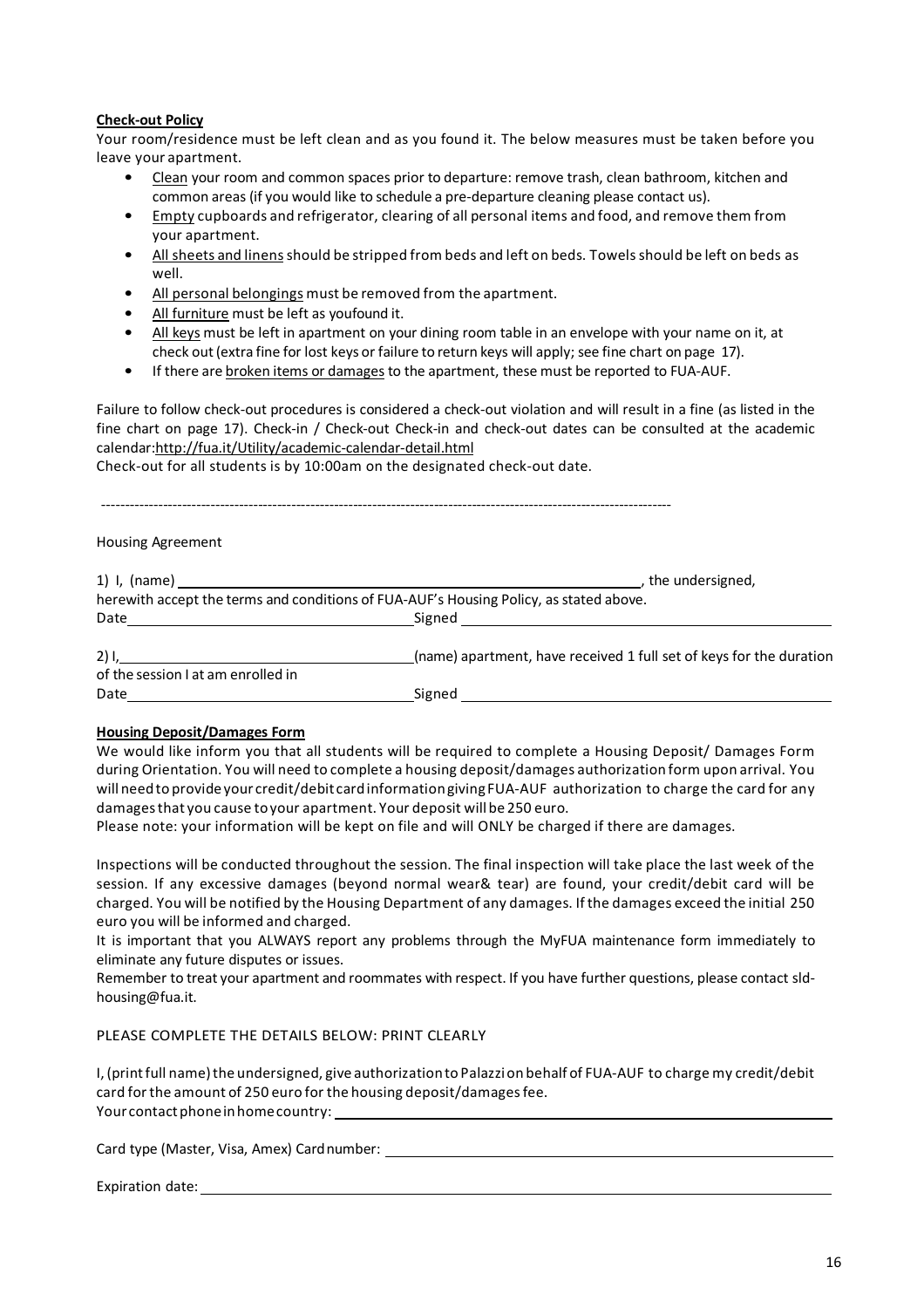**Check-out Policy**

Your room/residence must be left clean and as you found it. The below measures must be taken before you leave your apartment.

- Clean your room and common spaces prior to departure: remove trash, clean bathroom, kitchen and common areas (if you would like to schedule a pre-departure cleaning please contact us).
- Empty cupboards and refrigerator, clearing of all personal items and food, and remove them from your apartment.
- All sheets and linens should be stripped from beds and left on beds. Towels should be left on beds as well.
- All personal belongings must be removed from the apartment.
- All furniture must be left as youfound it.
- All keys must be left in apartment on your dining room table in an envelope with your name on it, at check out (extra fine for lost keys or failure to return keys will apply; see fine chart on page 17).
- If there are broken items or damages to the apartment, these must be reported to FUA-AUF.

Failure to follow check-out procedures is considered a check-out violation and will result in a fine (as listed in the fine chart on page 17). Check-in / Check-out Check-in and check-out dates can be consulted at the academic calendar:http://fua.it/Utility/academic-calendar-detail.html

Check-out for all students is by 10:00am on the designated check-out date.

---

Housing Agreement

1) I, (name) ______________________________, the undersigned,
herewith accept the terms and conditions of FUA-AUF's Housing Policy, as stated above.
Date ____________________ Signed ____________________

2) I, ____________________ (name) apartment, have received 1 full set of keys for the duration of the session I at am enrolled in
Date ____________________ Signed ____________________

**Housing Deposit/Damages Form**

We would like inform you that all students will be required to complete a Housing Deposit/ Damages Form during Orientation. You will need to complete a housing deposit/damages authorization form upon arrival. You will need to provide your credit/debit card information giving FUA-AUF authorization to charge the card for any damages that you cause to your apartment. Your deposit will be 250 euro.

Please note: your information will be kept on file and will ONLY be charged if there are damages.

Inspections will be conducted throughout the session. The final inspection will take place the last week of the session. If any excessive damages (beyond normal wear& tear) are found, your credit/debit card will be charged. You will be notified by the Housing Department of any damages. If the damages exceed the initial 250 euro you will be informed and charged.

It is important that you ALWAYS report any problems through the MyFUA maintenance form immediately to eliminate any future disputes or issues.

Remember to treat your apartment and roommates with respect. If you have further questions, please contact sld-housing@fua.it.

PLEASE COMPLETE THE DETAILS BELOW: PRINT CLEARLY

I, (print full name) the undersigned, give authorization to Palazzi on behalf of FUA-AUF to charge my credit/debit card for the amount of 250 euro for the housing deposit/damages fee.

Your contact phone in home country: ____________________

Card type (Master, Visa, Amex) Card number: ____________________

Expiration date: ____________________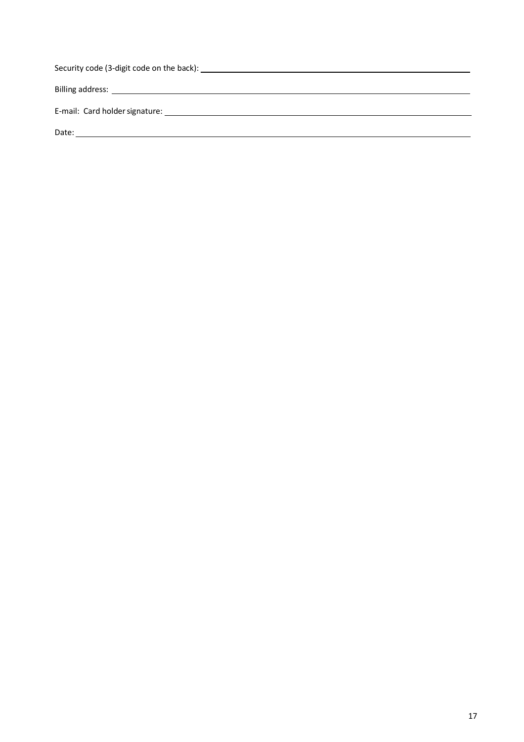Security code (3-digit code on the back): \_\_\_\_\_\_\_\_\_\_\_\_\_\_\_\_\_\_\_\_\_\_\_\_\_\_\_\_\_\_\_\_\_\_\_\_\_\_\_\_

Billing address: \_\_\_\_\_\_\_\_\_\_\_\_\_\_\_\_\_\_\_\_\_\_\_\_\_\_\_\_\_\_\_\_\_\_\_\_\_\_\_\_\_\_\_\_\_\_\_\_\_\_\_\_\_\_

E-mail: Card holder signature: \_\_\_\_\_\_\_\_\_\_\_\_\_\_\_\_\_\_\_\_\_\_\_\_\_\_\_\_\_\_\_\_\_\_\_\_\_\_\_\_\_\_\_\_\_\_\_

Date: \_\_\_\_\_\_\_\_\_\_\_\_\_\_\_\_\_\_\_\_\_\_\_\_\_\_\_\_\_\_\_\_\_\_\_\_\_\_\_\_\_\_\_\_\_\_\_\_\_\_\_\_\_\_\_\_\_\_\_\_\_\_